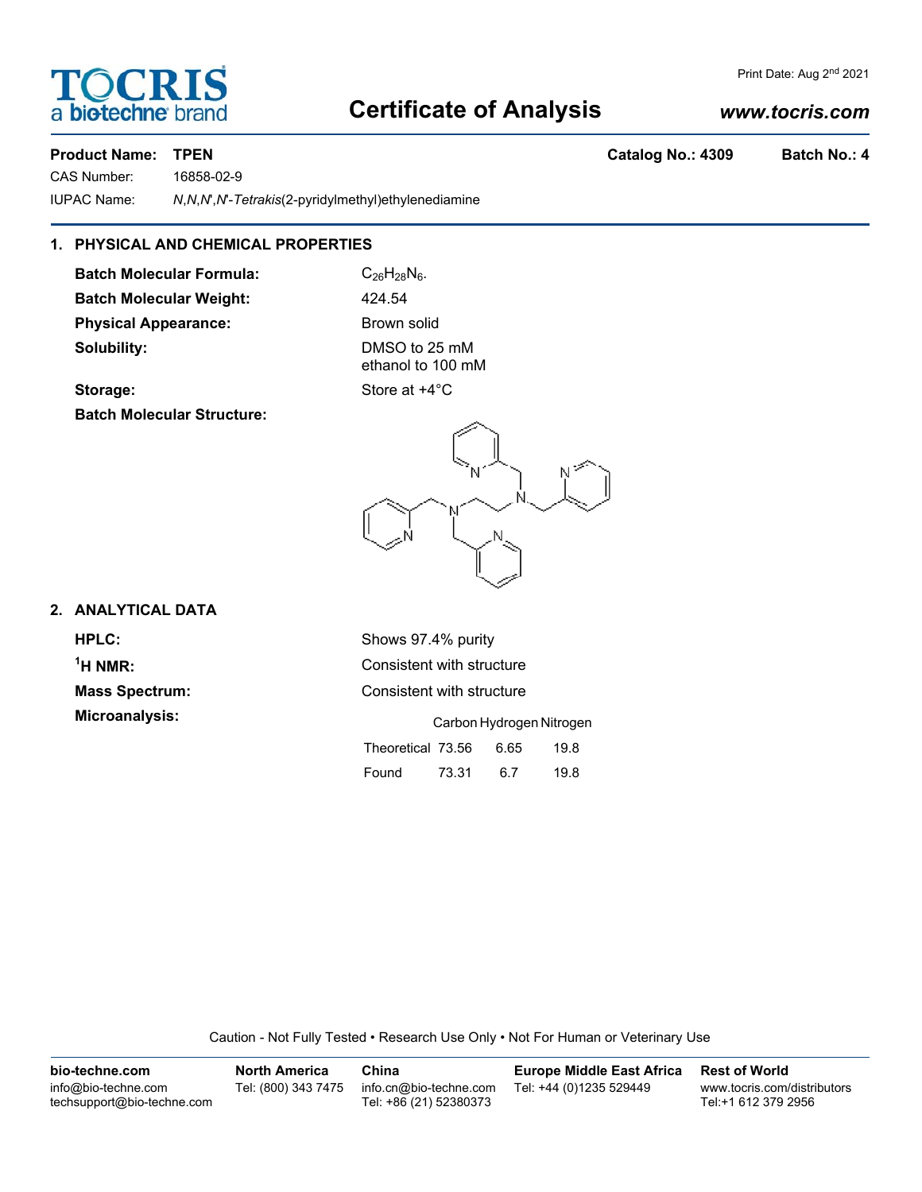# Certificate of Analysis

**Product Name: TPEN** **Catalog No.: 4309** **Batch No.: 4**

CAS Number: 16858-02-9

IUPAC Name: *N*,*N*,*N'*,*N'*-*Tetrakis*(2-pyridylmethyl)ethylenediamine

## 1. PHYSICAL AND CHEMICAL PROPERTIES

**Batch Molecular Formula:** $C_{26}H_{28}N_6$.

**Batch Molecular Weight:** 424.54

**Physical Appearance:** Brown solid

**Solubility:** DMSO to 25 mM
ethanol to 100 mM

**Storage:** Store at +4°C

**Batch Molecular Structure:**

## 2. ANALYTICAL DATA

**HPLC:** Shows 97.4% purity

**$^1$H NMR:** Consistent with structure

**Mass Spectrum:** Consistent with structure

**Microanalysis:**

| | Carbon | Hydrogen | Nitrogen |
|---|---|---|---|
| Theoretical | 73.56 | 6.65 | 19.8 |
| Found | 73.31 | 6.7 | 19.8 |

Caution - Not Fully Tested • Research Use Only • Not For Human or Veterinary Use

**bio-techne.com**
info@bio-techne.com
techsupport@bio-techne.com

**North America**
Tel: (800) 343 7475

**China**
info.cn@bio-techne.com
Tel: +86 (21) 52380373

**Europe Middle East Africa**
Tel: +44 (0)1235 529449

**Rest of World**
www.tocris.com/distributors
Tel:+1 612 379 2956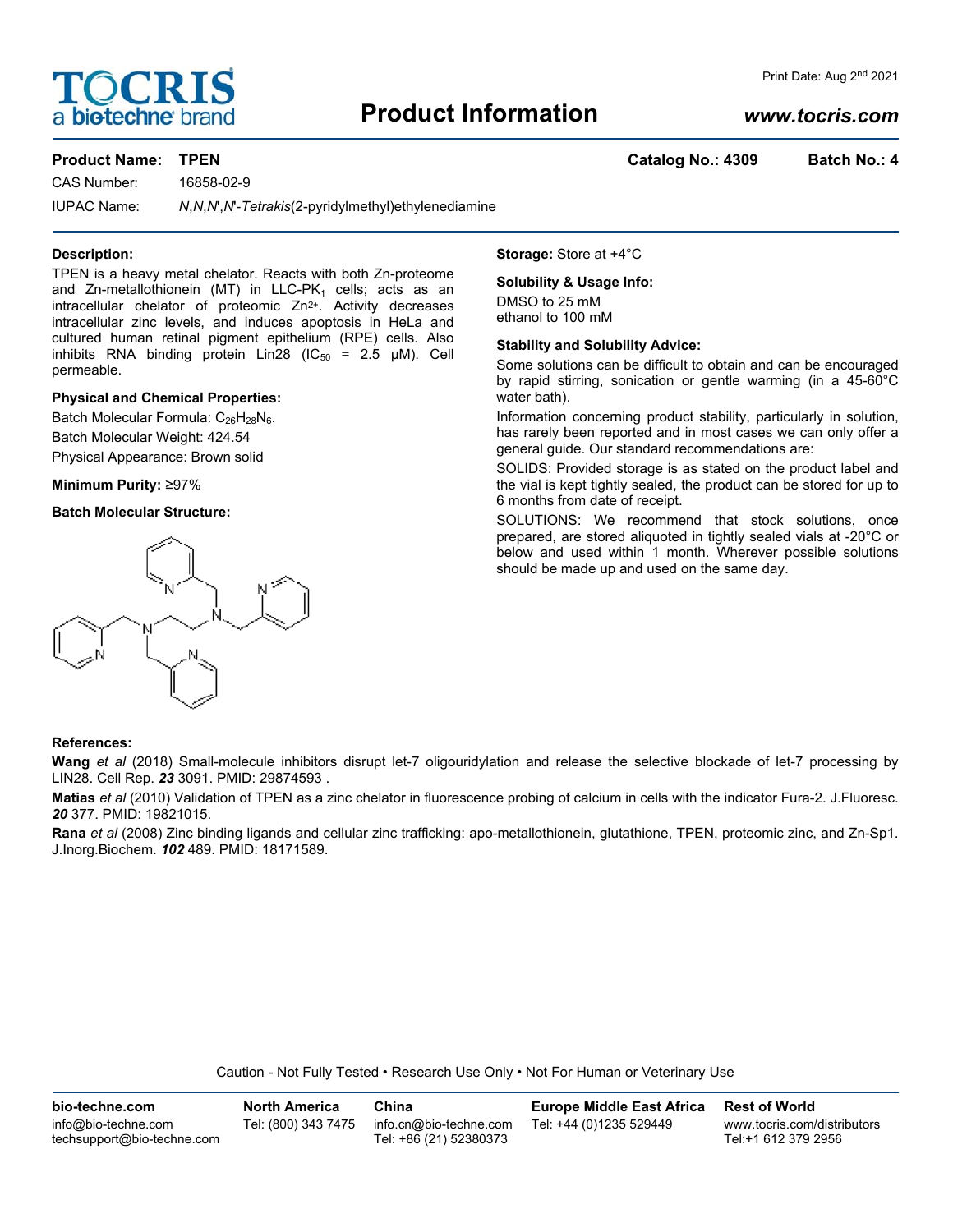# Product Information

Print Date: Aug 2nd 2021

**www.tocris.com**

**Product Name: TPEN** **Catalog No.: 4309** **Batch No.: 4**

CAS Number: 16858-02-9

IUPAC Name: *N*,*N*,*N*',*N*'-*Tetrakis*(2-pyridylmethyl)ethylenediamine

**Description:**

TPEN is a heavy metal chelator. Reacts with both Zn-proteome and Zn-metallothionein (MT) in LLC-$PK_1$ cells; acts as an intracellular chelator of proteomic $Zn^{2+}$. Activity decreases intracellular zinc levels, and induces apoptosis in HeLa and cultured human retinal pigment epithelium (RPE) cells. Also inhibits RNA binding protein Lin28 ($IC_{50}$ = 2.5 μM). Cell permeable.

**Physical and Chemical Properties:**

Batch Molecular Formula: $C_{26}H_{28}N_6$.

Batch Molecular Weight: 424.54

Physical Appearance: Brown solid

**Minimum Purity:** ≥97%

**Batch Molecular Structure:**

**Storage:** Store at +4°C

**Solubility & Usage Info:**

DMSO to 25 mM
ethanol to 100 mM

**Stability and Solubility Advice:**

Some solutions can be difficult to obtain and can be encouraged by rapid stirring, sonication or gentle warming (in a 45-60°C water bath).

Information concerning product stability, particularly in solution, has rarely been reported and in most cases we can only offer a general guide. Our standard recommendations are:

SOLIDS: Provided storage is as stated on the product label and the vial is kept tightly sealed, the product can be stored for up to 6 months from date of receipt.

SOLUTIONS: We recommend that stock solutions, once prepared, are stored aliquoted in tightly sealed vials at -20°C or below and used within 1 month. Wherever possible solutions should be made up and used on the same day.

**References:**

**Wang** *et al* (2018) Small-molecule inhibitors disrupt let-7 oligouridylation and release the selective blockade of let-7 processing by LIN28. Cell Rep. ***23*** 3091. PMID: 29874593 .

**Matias** *et al* (2010) Validation of TPEN as a zinc chelator in fluorescence probing of calcium in cells with the indicator Fura-2. J.Fluoresc. ***20*** 377. PMID: 19821015.

**Rana** *et al* (2008) Zinc binding ligands and cellular zinc trafficking: apo-metallothionein, glutathione, TPEN, proteomic zinc, and Zn-Sp1. J.Inorg.Biochem. ***102*** 489. PMID: 18171589.

Caution - Not Fully Tested • Research Use Only • Not For Human or Veterinary Use

**bio-techne.com**
info@bio-techne.com
techsupport@bio-techne.com

**North America**
Tel: (800) 343 7475

**China**
info.cn@bio-techne.com
Tel: +86 (21) 52380373

**Europe Middle East Africa**
Tel: +44 (0)1235 529449

**Rest of World**
www.tocris.com/distributors
Tel:+1 612 379 2956